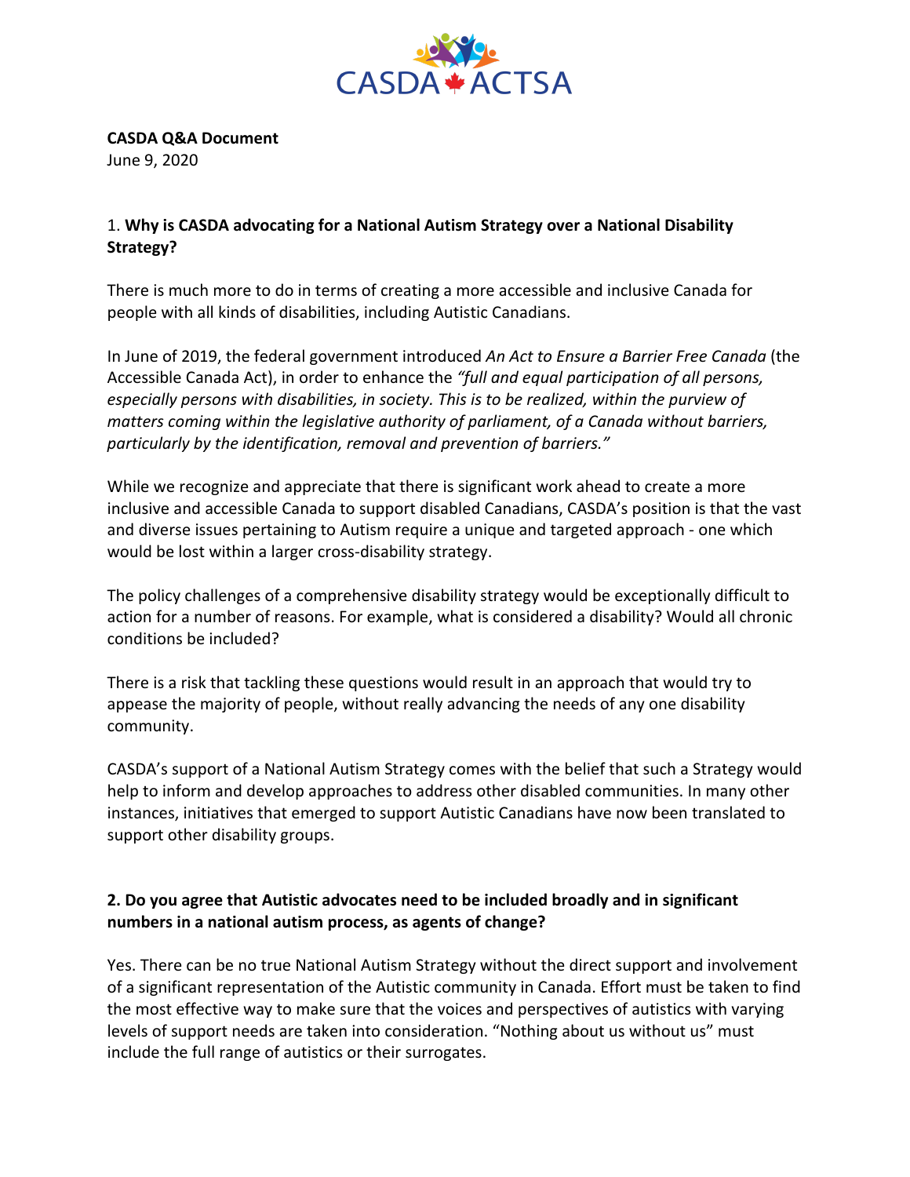CASDA ACTSA

**CASDA Q&A Document**
June 9, 2020

1. **Why is CASDA advocating for a National Autism Strategy over a National Disability Strategy?**

There is much more to do in terms of creating a more accessible and inclusive Canada for people with all kinds of disabilities, including Autistic Canadians.

In June of 2019, the federal government introduced *An Act to Ensure a Barrier Free Canada* (the Accessible Canada Act), in order to enhance the *"full and equal participation of all persons, especially persons with disabilities, in society. This is to be realized, within the purview of matters coming within the legislative authority of parliament, of a Canada without barriers, particularly by the identification, removal and prevention of barriers."*

While we recognize and appreciate that there is significant work ahead to create a more inclusive and accessible Canada to support disabled Canadians, CASDA's position is that the vast and diverse issues pertaining to Autism require a unique and targeted approach - one which would be lost within a larger cross-disability strategy.

The policy challenges of a comprehensive disability strategy would be exceptionally difficult to action for a number of reasons. For example, what is considered a disability? Would all chronic conditions be included?

There is a risk that tackling these questions would result in an approach that would try to appease the majority of people, without really advancing the needs of any one disability community.

CASDA's support of a National Autism Strategy comes with the belief that such a Strategy would help to inform and develop approaches to address other disabled communities. In many other instances, initiatives that emerged to support Autistic Canadians have now been translated to support other disability groups.

**2. Do you agree that Autistic advocates need to be included broadly and in significant numbers in a national autism process, as agents of change?**

Yes. There can be no true National Autism Strategy without the direct support and involvement of a significant representation of the Autistic community in Canada. Effort must be taken to find the most effective way to make sure that the voices and perspectives of autistics with varying levels of support needs are taken into consideration. "Nothing about us without us" must include the full range of autistics or their surrogates.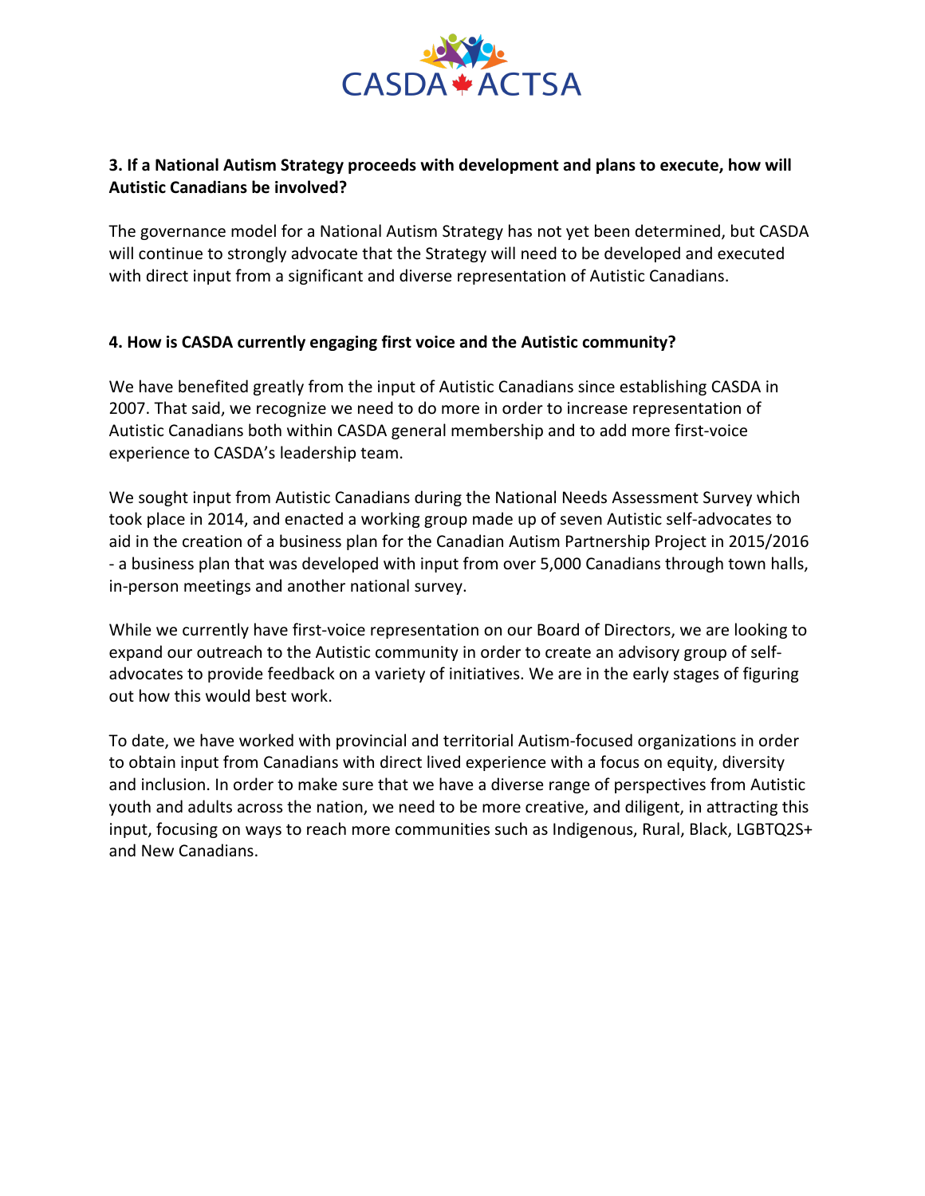**3. If a National Autism Strategy proceeds with development and plans to execute, how will Autistic Canadians be involved?**

The governance model for a National Autism Strategy has not yet been determined, but CASDA will continue to strongly advocate that the Strategy will need to be developed and executed with direct input from a significant and diverse representation of Autistic Canadians.

**4. How is CASDA currently engaging first voice and the Autistic community?**

We have benefited greatly from the input of Autistic Canadians since establishing CASDA in 2007. That said, we recognize we need to do more in order to increase representation of Autistic Canadians both within CASDA general membership and to add more first-voice experience to CASDA's leadership team.

We sought input from Autistic Canadians during the National Needs Assessment Survey which took place in 2014, and enacted a working group made up of seven Autistic self-advocates to aid in the creation of a business plan for the Canadian Autism Partnership Project in 2015/2016 - a business plan that was developed with input from over 5,000 Canadians through town halls, in-person meetings and another national survey.

While we currently have first-voice representation on our Board of Directors, we are looking to expand our outreach to the Autistic community in order to create an advisory group of self-advocates to provide feedback on a variety of initiatives. We are in the early stages of figuring out how this would best work.

To date, we have worked with provincial and territorial Autism-focused organizations in order to obtain input from Canadians with direct lived experience with a focus on equity, diversity and inclusion. In order to make sure that we have a diverse range of perspectives from Autistic youth and adults across the nation, we need to be more creative, and diligent, in attracting this input, focusing on ways to reach more communities such as Indigenous, Rural, Black, LGBTQ2S+ and New Canadians.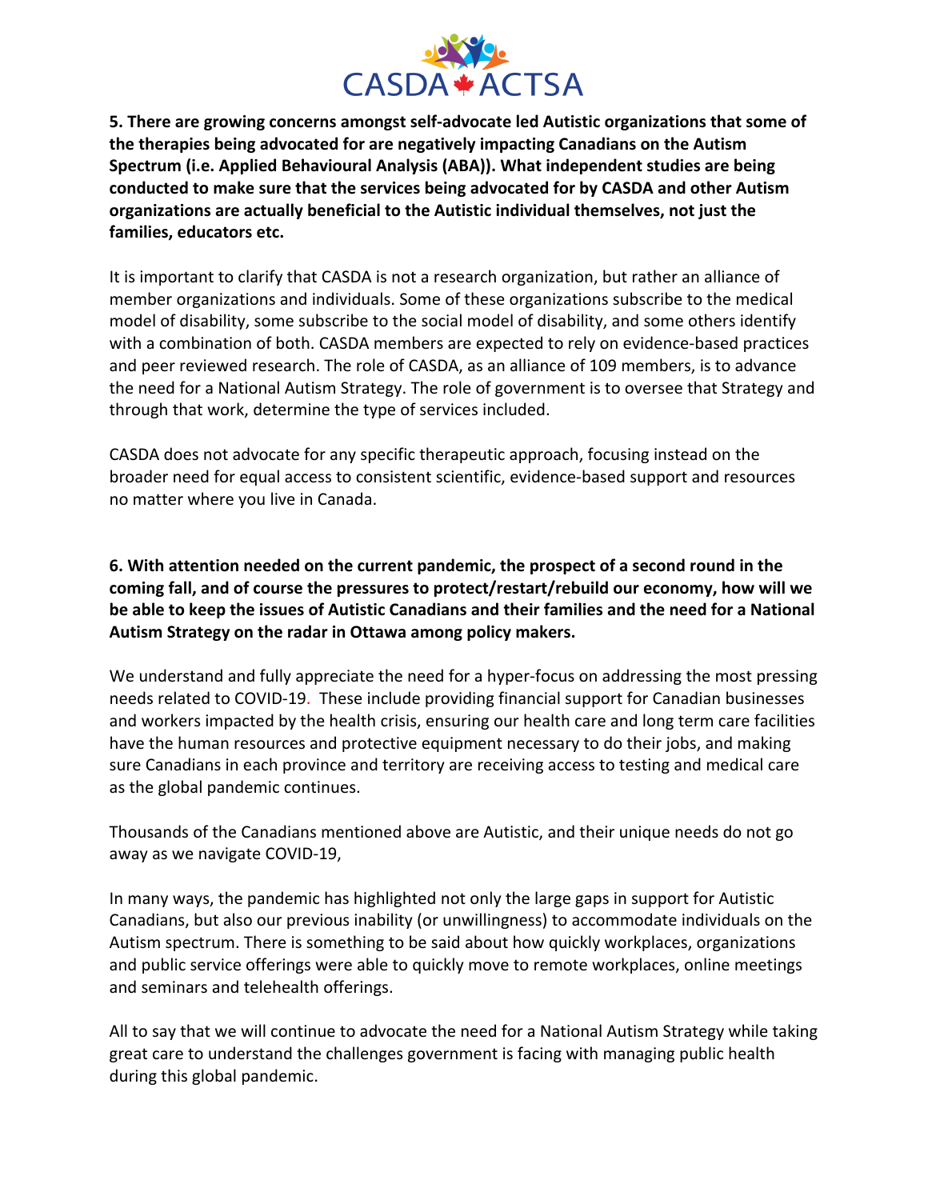**5. There are growing concerns amongst self-advocate led Autistic organizations that some of the therapies being advocated for are negatively impacting Canadians on the Autism Spectrum (i.e. Applied Behavioural Analysis (ABA)). What independent studies are being conducted to make sure that the services being advocated for by CASDA and other Autism organizations are actually beneficial to the Autistic individual themselves, not just the families, educators etc.**

It is important to clarify that CASDA is not a research organization, but rather an alliance of member organizations and individuals. Some of these organizations subscribe to the medical model of disability, some subscribe to the social model of disability, and some others identify with a combination of both. CASDA members are expected to rely on evidence-based practices and peer reviewed research. The role of CASDA, as an alliance of 109 members, is to advance the need for a National Autism Strategy. The role of government is to oversee that Strategy and through that work, determine the type of services included.

CASDA does not advocate for any specific therapeutic approach, focusing instead on the broader need for equal access to consistent scientific, evidence-based support and resources no matter where you live in Canada.

**6. With attention needed on the current pandemic, the prospect of a second round in the coming fall, and of course the pressures to protect/restart/rebuild our economy, how will we be able to keep the issues of Autistic Canadians and their families and the need for a National Autism Strategy on the radar in Ottawa among policy makers.**

We understand and fully appreciate the need for a hyper-focus on addressing the most pressing needs related to COVID-19. These include providing financial support for Canadian businesses and workers impacted by the health crisis, ensuring our health care and long term care facilities have the human resources and protective equipment necessary to do their jobs, and making sure Canadians in each province and territory are receiving access to testing and medical care as the global pandemic continues.

Thousands of the Canadians mentioned above are Autistic, and their unique needs do not go away as we navigate COVID-19,

In many ways, the pandemic has highlighted not only the large gaps in support for Autistic Canadians, but also our previous inability (or unwillingness) to accommodate individuals on the Autism spectrum. There is something to be said about how quickly workplaces, organizations and public service offerings were able to quickly move to remote workplaces, online meetings and seminars and telehealth offerings.

All to say that we will continue to advocate the need for a National Autism Strategy while taking great care to understand the challenges government is facing with managing public health during this global pandemic.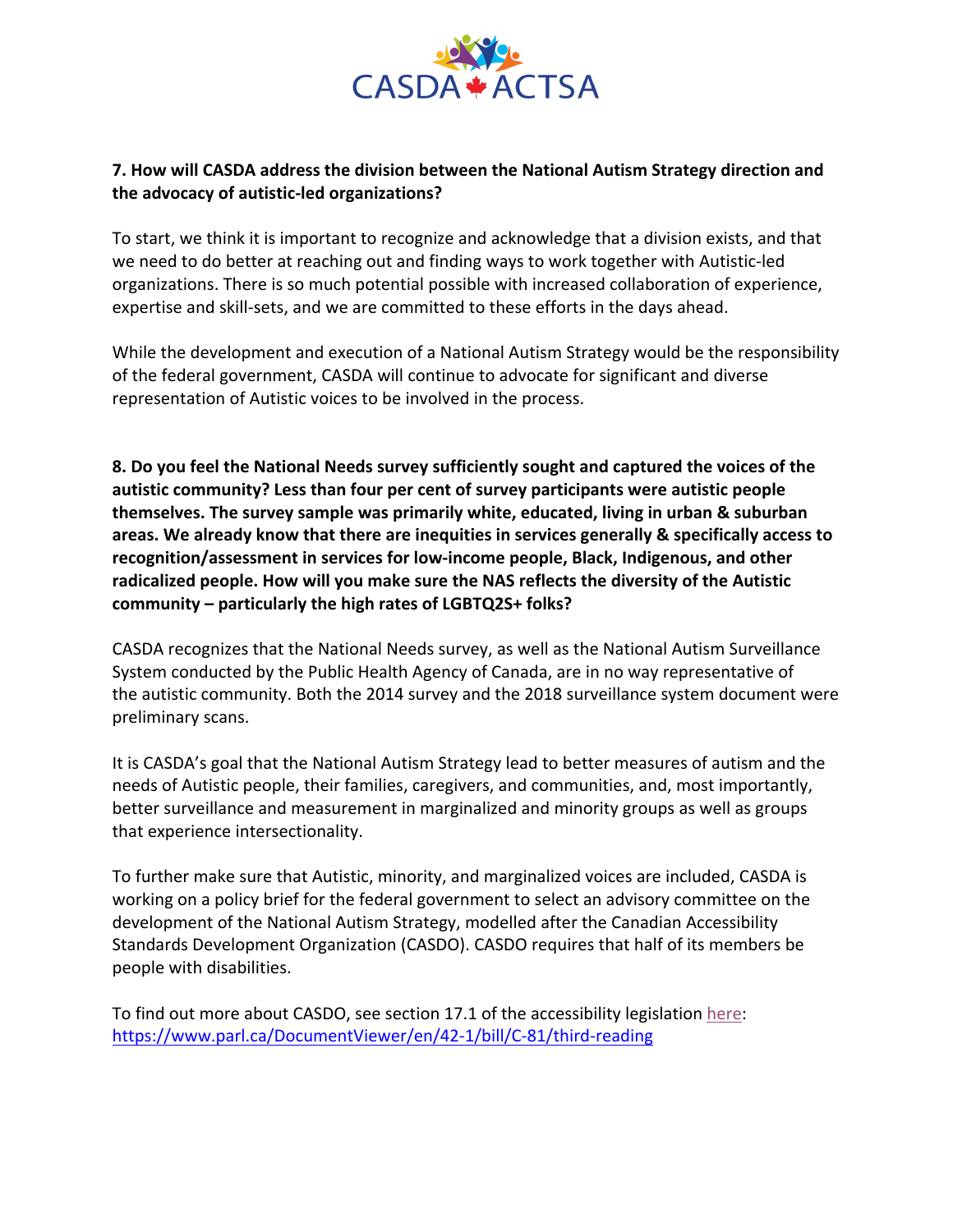**7. How will CASDA address the division between the National Autism Strategy direction and the advocacy of autistic-led organizations?**

To start, we think it is important to recognize and acknowledge that a division exists, and that we need to do better at reaching out and finding ways to work together with Autistic-led organizations. There is so much potential possible with increased collaboration of experience, expertise and skill-sets, and we are committed to these efforts in the days ahead.

While the development and execution of a National Autism Strategy would be the responsibility of the federal government, CASDA will continue to advocate for significant and diverse representation of Autistic voices to be involved in the process.

**8. Do you feel the National Needs survey sufficiently sought and captured the voices of the autistic community? Less than four per cent of survey participants were autistic people themselves. The survey sample was primarily white, educated, living in urban & suburban areas. We already know that there are inequities in services generally & specifically access to recognition/assessment in services for low-income people, Black, Indigenous, and other radicalized people. How will you make sure the NAS reflects the diversity of the Autistic community – particularly the high rates of LGBTQ2S+ folks?**

CASDA recognizes that the National Needs survey, as well as the National Autism Surveillance System conducted by the Public Health Agency of Canada, are in no way representative of the autistic community. Both the 2014 survey and the 2018 surveillance system document were preliminary scans.

It is CASDA's goal that the National Autism Strategy lead to better measures of autism and the needs of Autistic people, their families, caregivers, and communities, and, most importantly, better surveillance and measurement in marginalized and minority groups as well as groups that experience intersectionality.

To further make sure that Autistic, minority, and marginalized voices are included, CASDA is working on a policy brief for the federal government to select an advisory committee on the development of the National Autism Strategy, modelled after the Canadian Accessibility Standards Development Organization (CASDO). CASDO requires that half of its members be people with disabilities.

To find out more about CASDO, see section 17.1 of the accessibility legislation here: https://www.parl.ca/DocumentViewer/en/42-1/bill/C-81/third-reading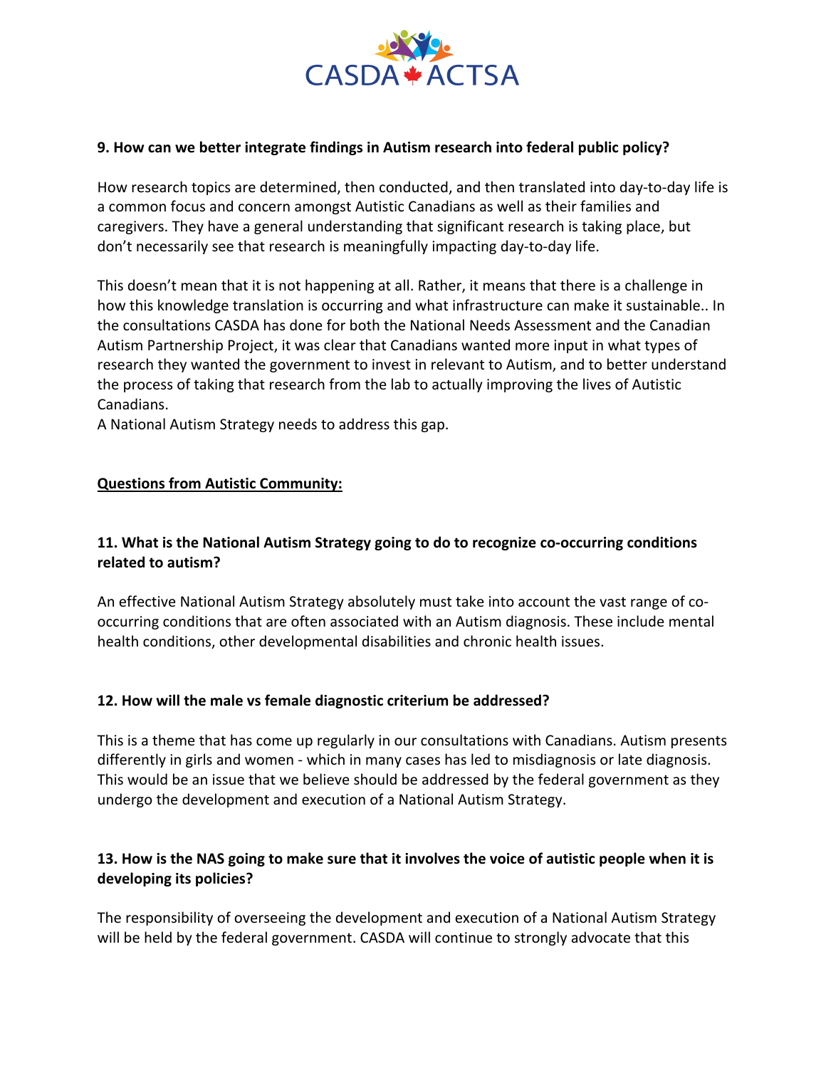**9. How can we better integrate findings in Autism research into federal public policy?**

How research topics are determined, then conducted, and then translated into day-to-day life is a common focus and concern amongst Autistic Canadians as well as their families and caregivers. They have a general understanding that significant research is taking place, but don't necessarily see that research is meaningfully impacting day-to-day life.

This doesn't mean that it is not happening at all. Rather, it means that there is a challenge in how this knowledge translation is occurring and what infrastructure can make it sustainable.. In the consultations CASDA has done for both the National Needs Assessment and the Canadian Autism Partnership Project, it was clear that Canadians wanted more input in what types of research they wanted the government to invest in relevant to Autism, and to better understand the process of taking that research from the lab to actually improving the lives of Autistic Canadians.
A National Autism Strategy needs to address this gap.

**<u>Questions from Autistic Community:</u>**

**11. What is the National Autism Strategy going to do to recognize co-occurring conditions related to autism?**

An effective National Autism Strategy absolutely must take into account the vast range of co-occurring conditions that are often associated with an Autism diagnosis. These include mental health conditions, other developmental disabilities and chronic health issues.

**12. How will the male vs female diagnostic criterium be addressed?**

This is a theme that has come up regularly in our consultations with Canadians. Autism presents differently in girls and women - which in many cases has led to misdiagnosis or late diagnosis. This would be an issue that we believe should be addressed by the federal government as they undergo the development and execution of a National Autism Strategy.

**13. How is the NAS going to make sure that it involves the voice of autistic people when it is developing its policies?**

The responsibility of overseeing the development and execution of a National Autism Strategy will be held by the federal government. CASDA will continue to strongly advocate that this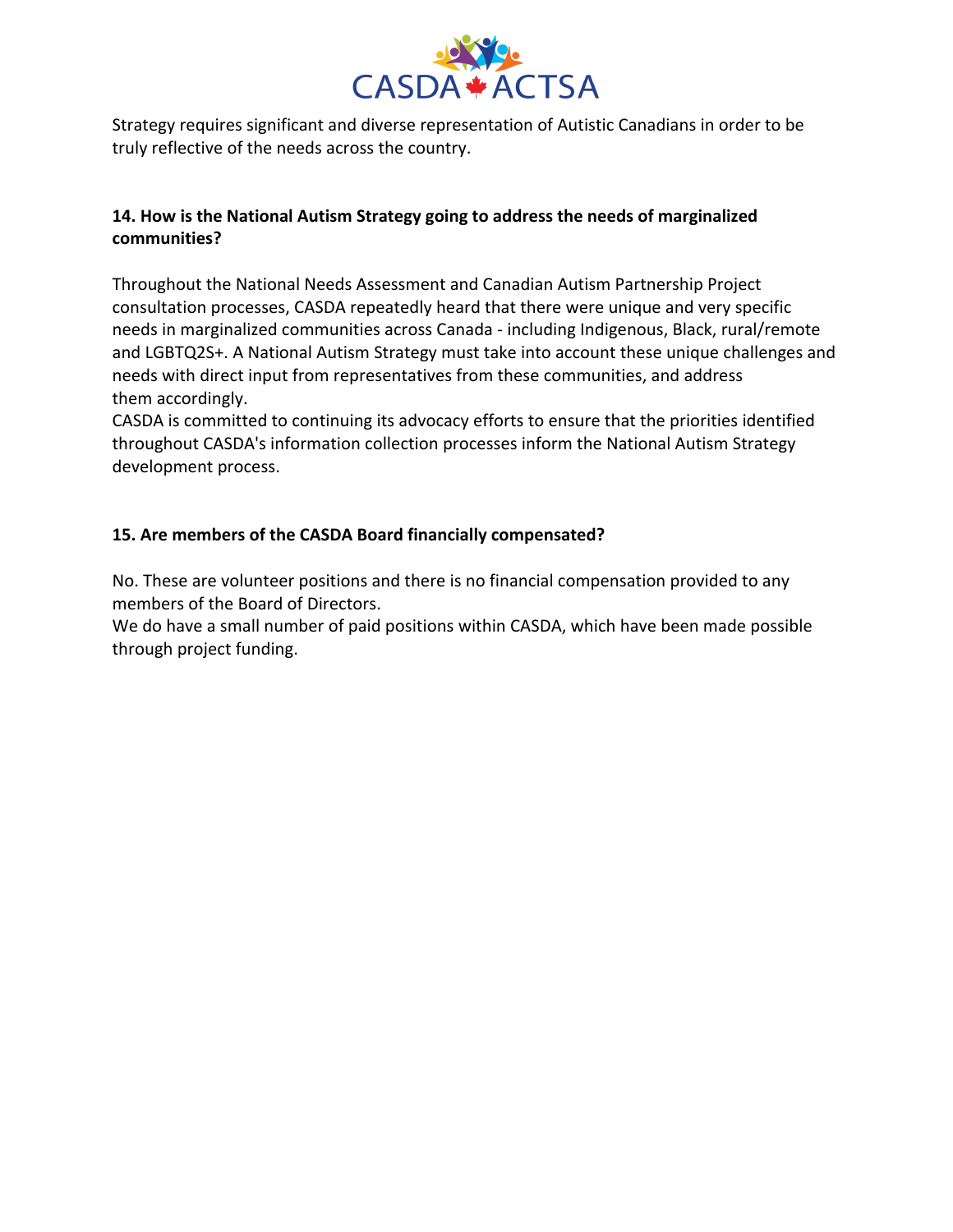Strategy requires significant and diverse representation of Autistic Canadians in order to be truly reflective of the needs across the country.

**14. How is the National Autism Strategy going to address the needs of marginalized communities?**

Throughout the National Needs Assessment and Canadian Autism Partnership Project consultation processes, CASDA repeatedly heard that there were unique and very specific needs in marginalized communities across Canada - including Indigenous, Black, rural/remote and LGBTQ2S+. A National Autism Strategy must take into account these unique challenges and needs with direct input from representatives from these communities, and address them accordingly.

CASDA is committed to continuing its advocacy efforts to ensure that the priorities identified throughout CASDA's information collection processes inform the National Autism Strategy development process.

**15. Are members of the CASDA Board financially compensated?**

No. These are volunteer positions and there is no financial compensation provided to any members of the Board of Directors.

We do have a small number of paid positions within CASDA, which have been made possible through project funding.